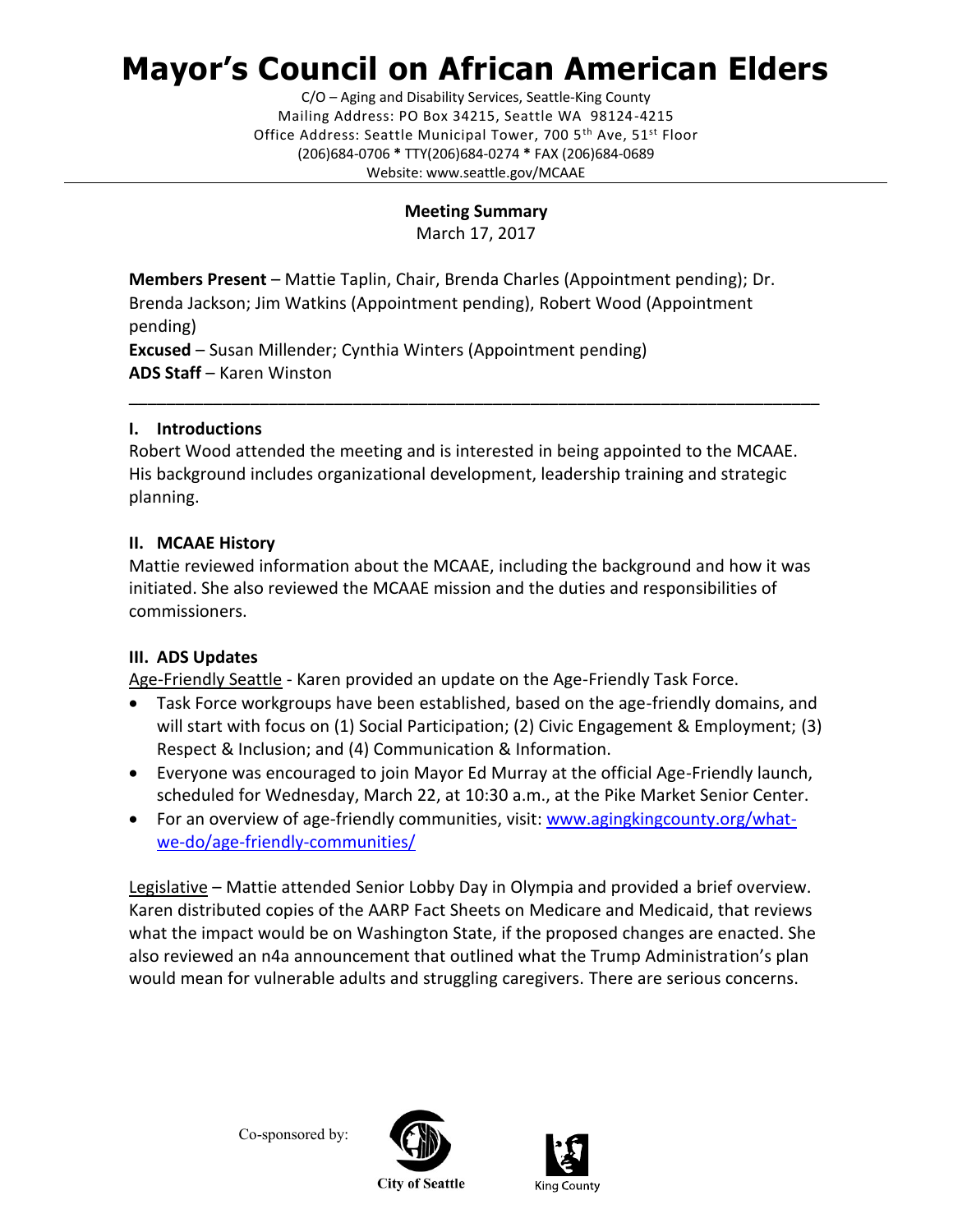# Mayor's Council on African American Elders

C/O – Aging and Disability Services, Seattle-King County
Mailing Address: PO Box 34215, Seattle WA 98124-4215
Office Address: Seattle Municipal Tower, 700 5th Ave, 51st Floor
(206)684-0706 * TTY(206)684-0274 * FAX (206)684-0689
Website: www.seattle.gov/MCAAE

**Meeting Summary**
March 17, 2017

**Members Present** – Mattie Taplin, Chair, Brenda Charles (Appointment pending); Dr. Brenda Jackson; Jim Watkins (Appointment pending), Robert Wood (Appointment pending)
**Excused** – Susan Millender; Cynthia Winters (Appointment pending)
**ADS Staff** – Karen Winston

---

### I. Introductions

Robert Wood attended the meeting and is interested in being appointed to the MCAAE. His background includes organizational development, leadership training and strategic planning.

### II. MCAAE History

Mattie reviewed information about the MCAAE, including the background and how it was initiated. She also reviewed the MCAAE mission and the duties and responsibilities of commissioners.

### III. ADS Updates

Age-Friendly Seattle - Karen provided an update on the Age-Friendly Task Force.

- Task Force workgroups have been established, based on the age-friendly domains, and will start with focus on (1) Social Participation; (2) Civic Engagement & Employment; (3) Respect & Inclusion; and (4) Communication & Information.
- Everyone was encouraged to join Mayor Ed Murray at the official Age-Friendly launch, scheduled for Wednesday, March 22, at 10:30 a.m., at the Pike Market Senior Center.
- For an overview of age-friendly communities, visit: [www.agingkingcounty.org/what-we-do/age-friendly-communities/](http://www.agingkingcounty.org/what-we-do/age-friendly-communities/)

Legislative – Mattie attended Senior Lobby Day in Olympia and provided a brief overview. Karen distributed copies of the AARP Fact Sheets on Medicare and Medicaid, that reviews what the impact would be on Washington State, if the proposed changes are enacted. She also reviewed an n4a announcement that outlined what the Trump Administration's plan would mean for vulnerable adults and struggling caregivers. There are serious concerns.

Co-sponsored by: City of Seattle, King County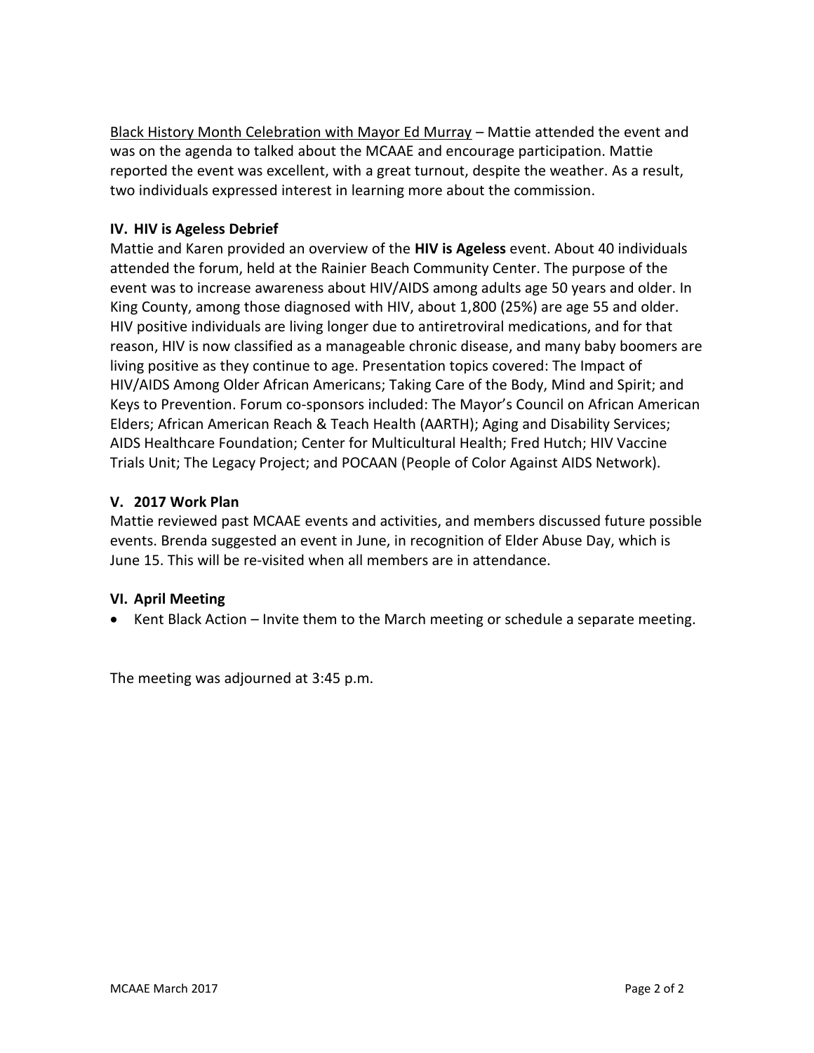Black History Month Celebration with Mayor Ed Murray – Mattie attended the event and was on the agenda to talked about the MCAAE and encourage participation. Mattie reported the event was excellent, with a great turnout, despite the weather. As a result, two individuals expressed interest in learning more about the commission.

## IV. HIV is Ageless Debrief

Mattie and Karen provided an overview of the **HIV is Ageless** event. About 40 individuals attended the forum, held at the Rainier Beach Community Center. The purpose of the event was to increase awareness about HIV/AIDS among adults age 50 years and older. In King County, among those diagnosed with HIV, about 1,800 (25%) are age 55 and older. HIV positive individuals are living longer due to antiretroviral medications, and for that reason, HIV is now classified as a manageable chronic disease, and many baby boomers are living positive as they continue to age. Presentation topics covered: The Impact of HIV/AIDS Among Older African Americans; Taking Care of the Body, Mind and Spirit; and Keys to Prevention. Forum co-sponsors included: The Mayor's Council on African American Elders; African American Reach & Teach Health (AARTH); Aging and Disability Services; AIDS Healthcare Foundation; Center for Multicultural Health; Fred Hutch; HIV Vaccine Trials Unit; The Legacy Project; and POCAAN (People of Color Against AIDS Network).

## V. 2017 Work Plan

Mattie reviewed past MCAAE events and activities, and members discussed future possible events. Brenda suggested an event in June, in recognition of Elder Abuse Day, which is June 15. This will be re-visited when all members are in attendance.

## VI. April Meeting

- Kent Black Action – Invite them to the March meeting or schedule a separate meeting.

The meeting was adjourned at 3:45 p.m.